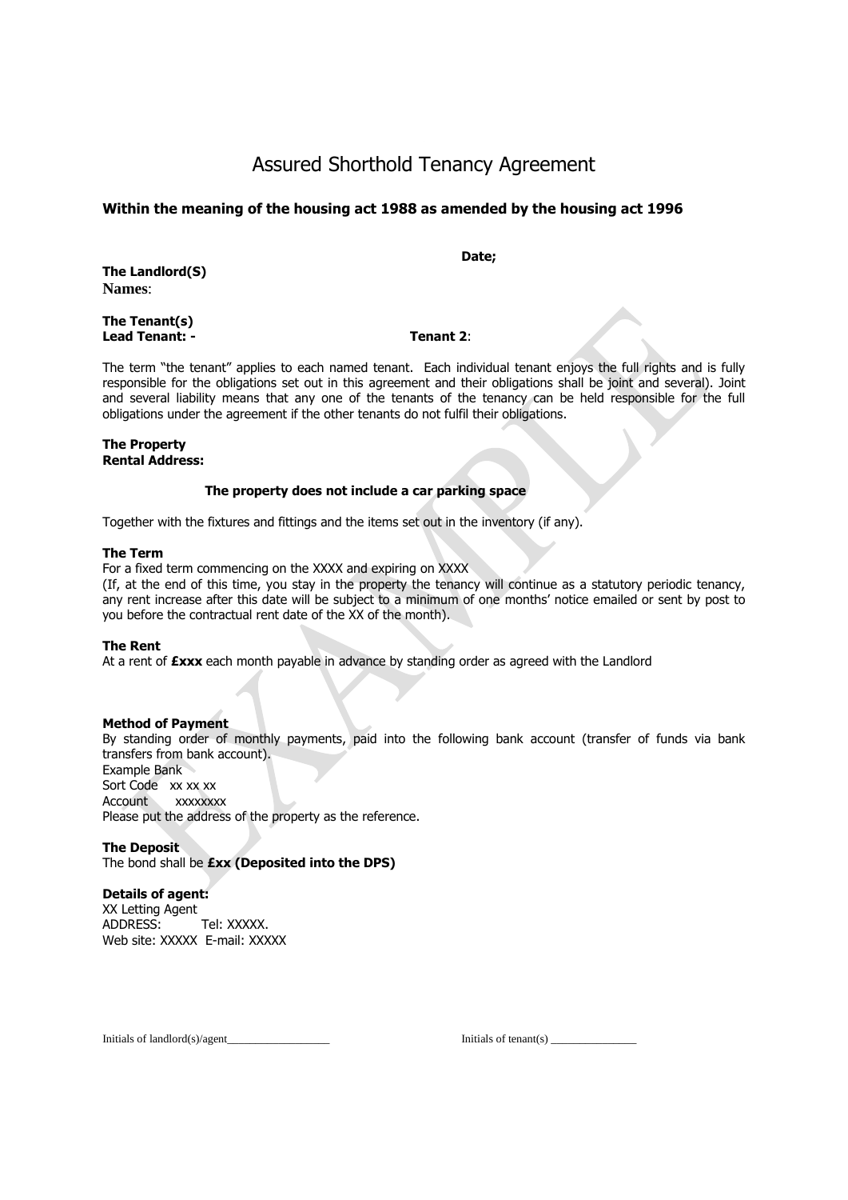# Assured Shorthold Tenancy Agreement

**Within the meaning of the housing act 1988 as amended by the housing act 1996**

**Date;**

**The Landlord(S)**
**Names**:

**The Tenant(s)**
**Lead Tenant: -** **Tenant 2**:

The term "the tenant" applies to each named tenant. Each individual tenant enjoys the full rights and is fully responsible for the obligations set out in this agreement and their obligations shall be joint and several). Joint and several liability means that any one of the tenants of the tenancy can be held responsible for the full obligations under the agreement if the other tenants do not fulfil their obligations.

**The Property**
**Rental Address:**

**The property does not include a car parking space**

Together with the fixtures and fittings and the items set out in the inventory (if any).

**The Term**
For a fixed term commencing on the XXXX and expiring on XXXX
(If, at the end of this time, you stay in the property the tenancy will continue as a statutory periodic tenancy, any rent increase after this date will be subject to a minimum of one months' notice emailed or sent by post to you before the contractual rent date of the XX of the month).

**The Rent**
At a rent of **£xxx** each month payable in advance by standing order as agreed with the Landlord

**Method of Payment**
By standing order of monthly payments, paid into the following bank account (transfer of funds via bank transfers from bank account).
Example Bank
Sort Code xx xx xx
Account xxxxxxxx
Please put the address of the property as the reference.

**The Deposit**
The bond shall be **£xx (Deposited into the DPS)**

**Details of agent:**
XX Letting Agent
ADDRESS: Tel: XXXXX.
Web site: XXXXX E-mail: XXXXX

Initials of landlord(s)/agent__________________ Initials of tenant(s) _______________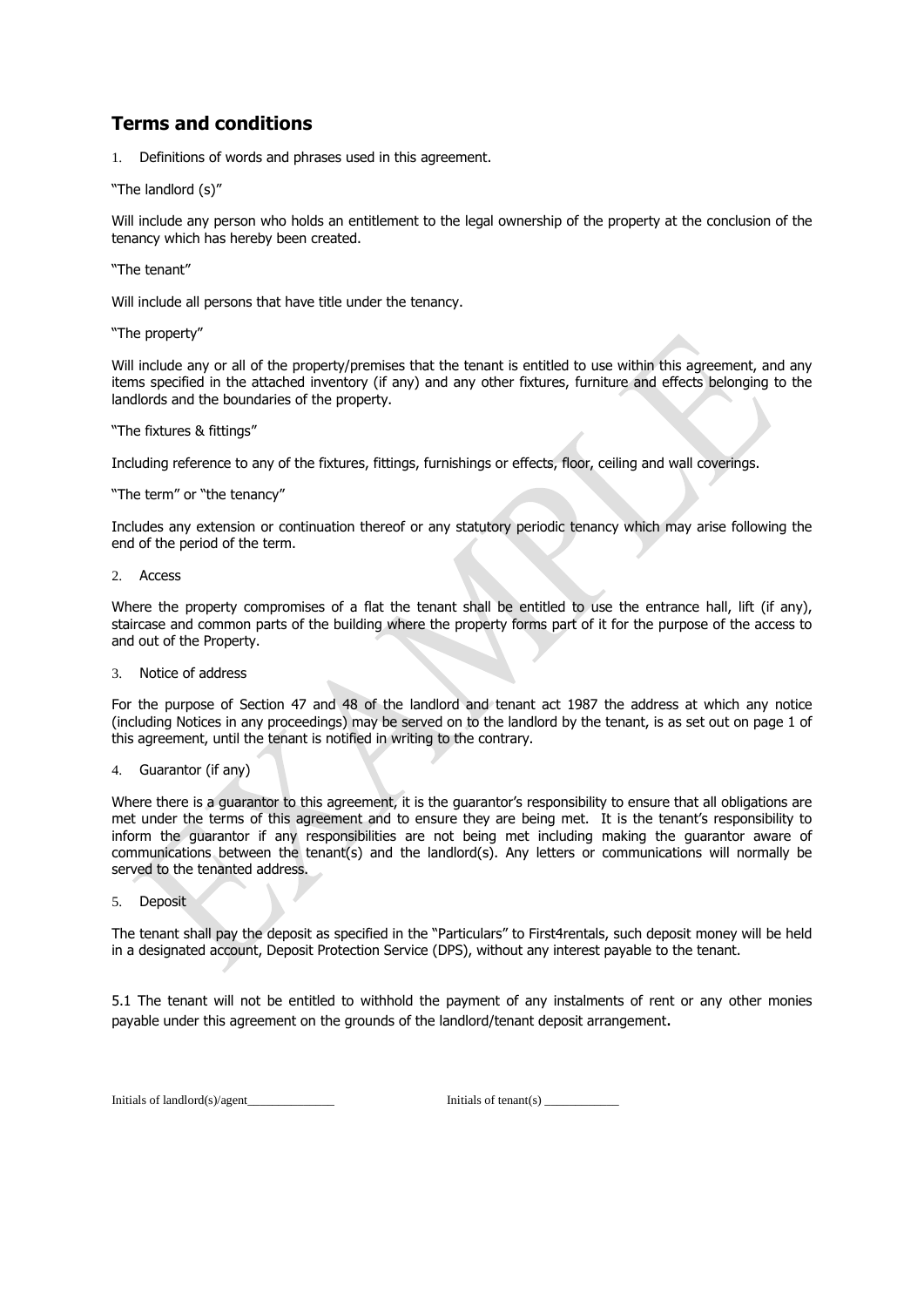## Terms and conditions

1. Definitions of words and phrases used in this agreement.

"The landlord (s)"

Will include any person who holds an entitlement to the legal ownership of the property at the conclusion of the tenancy which has hereby been created.

"The tenant"

Will include all persons that have title under the tenancy.

"The property"

Will include any or all of the property/premises that the tenant is entitled to use within this agreement, and any items specified in the attached inventory (if any) and any other fixtures, furniture and effects belonging to the landlords and the boundaries of the property.

"The fixtures & fittings"

Including reference to any of the fixtures, fittings, furnishings or effects, floor, ceiling and wall coverings.

"The term" or "the tenancy"

Includes any extension or continuation thereof or any statutory periodic tenancy which may arise following the end of the period of the term.

2. Access

Where the property compromises of a flat the tenant shall be entitled to use the entrance hall, lift (if any), staircase and common parts of the building where the property forms part of it for the purpose of the access to and out of the Property.

3. Notice of address

For the purpose of Section 47 and 48 of the landlord and tenant act 1987 the address at which any notice (including Notices in any proceedings) may be served on to the landlord by the tenant, is as set out on page 1 of this agreement, until the tenant is notified in writing to the contrary.

4. Guarantor (if any)

Where there is a guarantor to this agreement, it is the guarantor's responsibility to ensure that all obligations are met under the terms of this agreement and to ensure they are being met. It is the tenant's responsibility to inform the guarantor if any responsibilities are not being met including making the guarantor aware of communications between the tenant(s) and the landlord(s). Any letters or communications will normally be served to the tenanted address.

5. Deposit

The tenant shall pay the deposit as specified in the "Particulars" to First4rentals, such deposit money will be held in a designated account, Deposit Protection Service (DPS), without any interest payable to the tenant.

5.1 The tenant will not be entitled to withhold the payment of any instalments of rent or any other monies payable under this agreement on the grounds of the landlord/tenant deposit arrangement.

Initials of landlord(s)/agent______________ Initials of tenant(s) ____________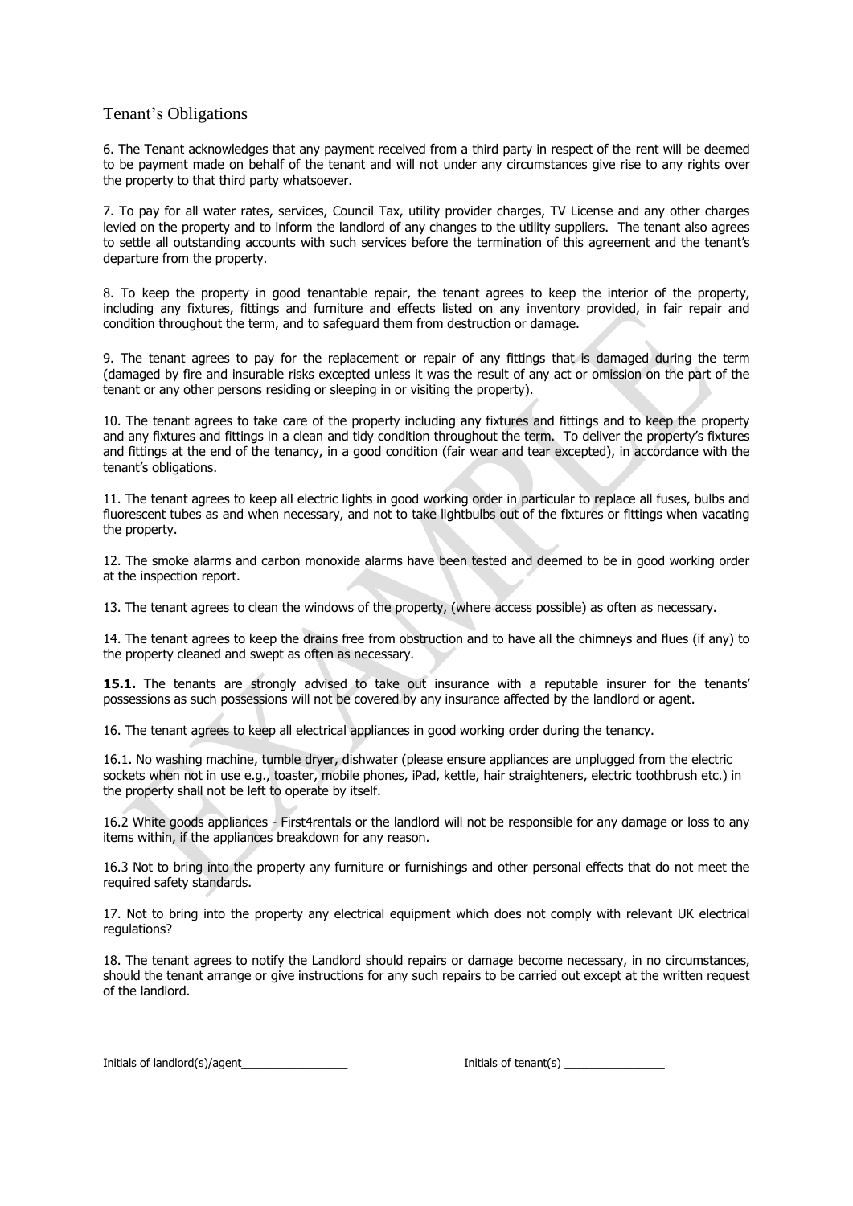## Tenant's Obligations

6. The Tenant acknowledges that any payment received from a third party in respect of the rent will be deemed to be payment made on behalf of the tenant and will not under any circumstances give rise to any rights over the property to that third party whatsoever.

7. To pay for all water rates, services, Council Tax, utility provider charges, TV License and any other charges levied on the property and to inform the landlord of any changes to the utility suppliers. The tenant also agrees to settle all outstanding accounts with such services before the termination of this agreement and the tenant's departure from the property.

8. To keep the property in good tenantable repair, the tenant agrees to keep the interior of the property, including any fixtures, fittings and furniture and effects listed on any inventory provided, in fair repair and condition throughout the term, and to safeguard them from destruction or damage.

9. The tenant agrees to pay for the replacement or repair of any fittings that is damaged during the term (damaged by fire and insurable risks excepted unless it was the result of any act or omission on the part of the tenant or any other persons residing or sleeping in or visiting the property).

10. The tenant agrees to take care of the property including any fixtures and fittings and to keep the property and any fixtures and fittings in a clean and tidy condition throughout the term. To deliver the property's fixtures and fittings at the end of the tenancy, in a good condition (fair wear and tear excepted), in accordance with the tenant's obligations.

11. The tenant agrees to keep all electric lights in good working order in particular to replace all fuses, bulbs and fluorescent tubes as and when necessary, and not to take lightbulbs out of the fixtures or fittings when vacating the property.

12. The smoke alarms and carbon monoxide alarms have been tested and deemed to be in good working order at the inspection report.

13. The tenant agrees to clean the windows of the property, (where access possible) as often as necessary.

14. The tenant agrees to keep the drains free from obstruction and to have all the chimneys and flues (if any) to the property cleaned and swept as often as necessary.

**15.1.** The tenants are strongly advised to take out insurance with a reputable insurer for the tenants' possessions as such possessions will not be covered by any insurance affected by the landlord or agent.

16. The tenant agrees to keep all electrical appliances in good working order during the tenancy.

16.1. No washing machine, tumble dryer, dishwater (please ensure appliances are unplugged from the electric sockets when not in use e.g., toaster, mobile phones, iPad, kettle, hair straighteners, electric toothbrush etc.) in the property shall not be left to operate by itself.

16.2 White goods appliances - First4rentals or the landlord will not be responsible for any damage or loss to any items within, if the appliances breakdown for any reason.

16.3 Not to bring into the property any furniture or furnishings and other personal effects that do not meet the required safety standards.

17. Not to bring into the property any electrical equipment which does not comply with relevant UK electrical regulations?

18. The tenant agrees to notify the Landlord should repairs or damage become necessary, in no circumstances, should the tenant arrange or give instructions for any such repairs to be carried out except at the written request of the landlord.

Initials of landlord(s)/agent_________________ Initials of tenant(s) ________________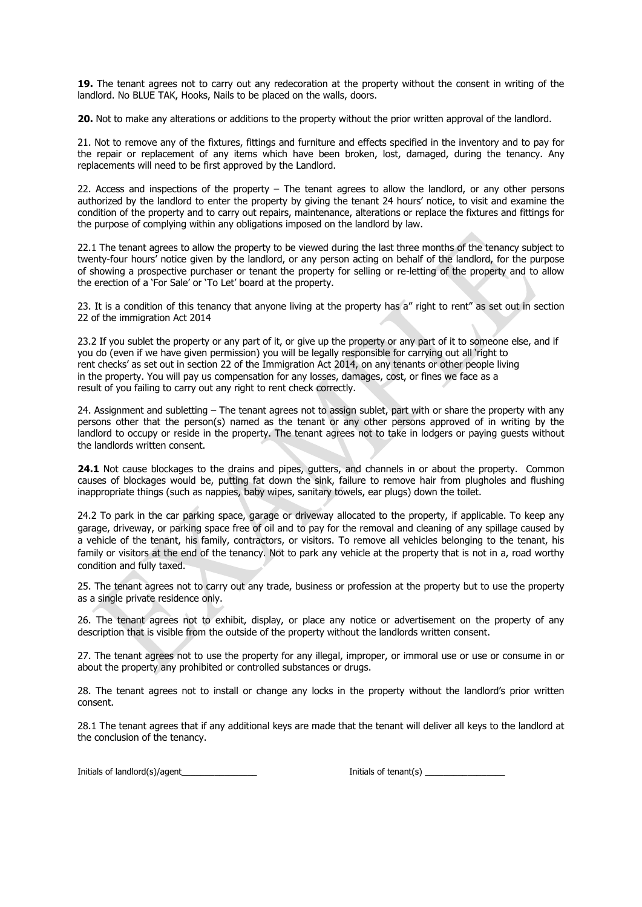**19.** The tenant agrees not to carry out any redecoration at the property without the consent in writing of the landlord. No BLUE TAK, Hooks, Nails to be placed on the walls, doors.

**20.** Not to make any alterations or additions to the property without the prior written approval of the landlord.

21. Not to remove any of the fixtures, fittings and furniture and effects specified in the inventory and to pay for the repair or replacement of any items which have been broken, lost, damaged, during the tenancy. Any replacements will need to be first approved by the Landlord.

22. Access and inspections of the property – The tenant agrees to allow the landlord, or any other persons authorized by the landlord to enter the property by giving the tenant 24 hours' notice, to visit and examine the condition of the property and to carry out repairs, maintenance, alterations or replace the fixtures and fittings for the purpose of complying within any obligations imposed on the landlord by law.

22.1 The tenant agrees to allow the property to be viewed during the last three months of the tenancy subject to twenty-four hours' notice given by the landlord, or any person acting on behalf of the landlord, for the purpose of showing a prospective purchaser or tenant the property for selling or re-letting of the property and to allow the erection of a 'For Sale' or 'To Let' board at the property.

23. It is a condition of this tenancy that anyone living at the property has a" right to rent" as set out in section 22 of the immigration Act 2014

23.2 If you sublet the property or any part of it, or give up the property or any part of it to someone else, and if you do (even if we have given permission) you will be legally responsible for carrying out all 'right to rent checks' as set out in section 22 of the Immigration Act 2014, on any tenants or other people living in the property. You will pay us compensation for any losses, damages, cost, or fines we face as a result of you failing to carry out any right to rent check correctly.

24. Assignment and subletting – The tenant agrees not to assign sublet, part with or share the property with any persons other that the person(s) named as the tenant or any other persons approved of in writing by the landlord to occupy or reside in the property. The tenant agrees not to take in lodgers or paying guests without the landlords written consent.

**24.1** Not cause blockages to the drains and pipes, gutters, and channels in or about the property. Common causes of blockages would be, putting fat down the sink, failure to remove hair from plugholes and flushing inappropriate things (such as nappies, baby wipes, sanitary towels, ear plugs) down the toilet.

24.2 To park in the car parking space, garage or driveway allocated to the property, if applicable. To keep any garage, driveway, or parking space free of oil and to pay for the removal and cleaning of any spillage caused by a vehicle of the tenant, his family, contractors, or visitors. To remove all vehicles belonging to the tenant, his family or visitors at the end of the tenancy. Not to park any vehicle at the property that is not in a, road worthy condition and fully taxed.

25. The tenant agrees not to carry out any trade, business or profession at the property but to use the property as a single private residence only.

26. The tenant agrees not to exhibit, display, or place any notice or advertisement on the property of any description that is visible from the outside of the property without the landlords written consent.

27. The tenant agrees not to use the property for any illegal, improper, or immoral use or use or consume in or about the property any prohibited or controlled substances or drugs.

28. The tenant agrees not to install or change any locks in the property without the landlord's prior written consent.

28.1 The tenant agrees that if any additional keys are made that the tenant will deliver all keys to the landlord at the conclusion of the tenancy.

Initials of landlord(s)/agent________________ Initials of tenant(s) _________________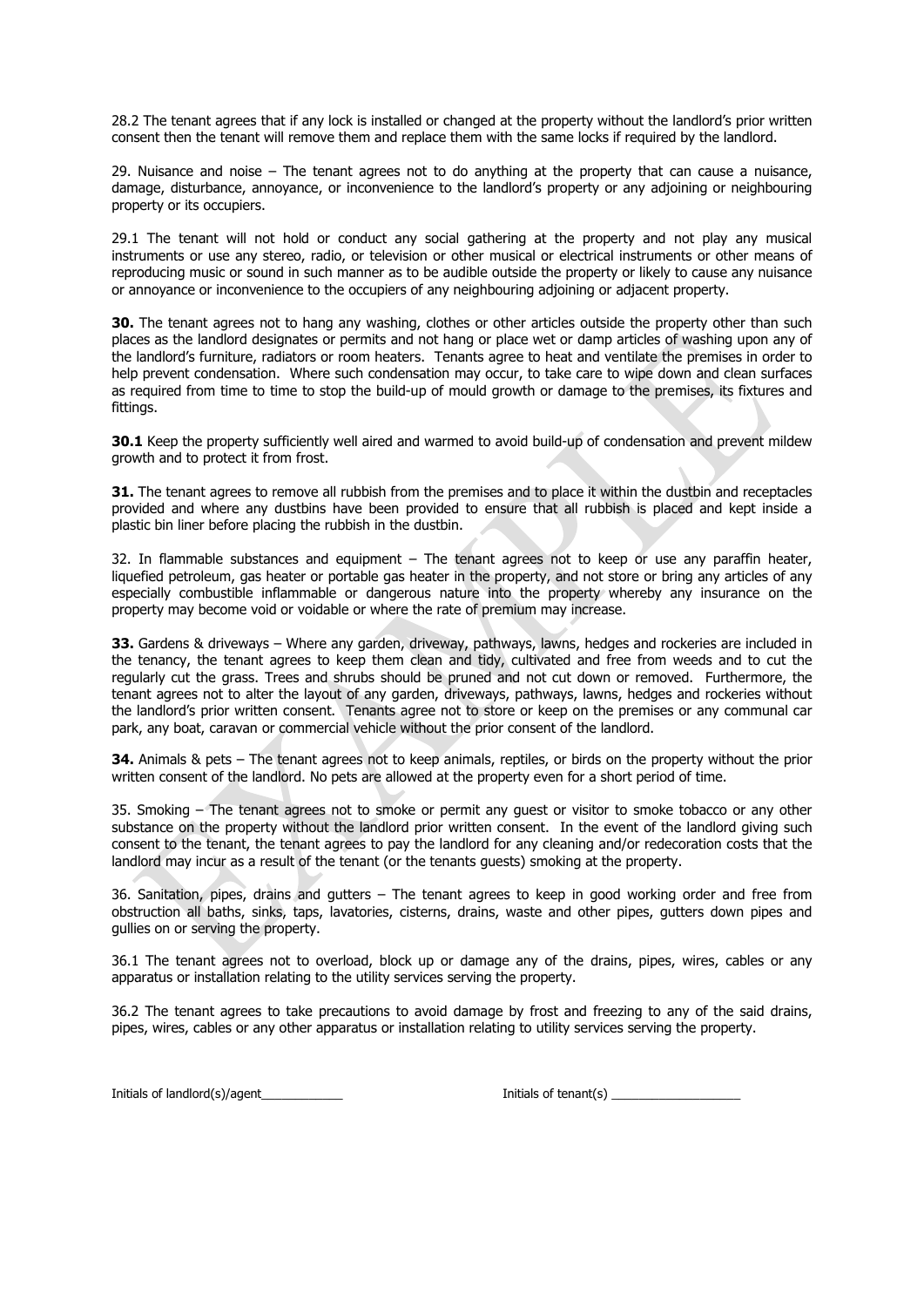28.2 The tenant agrees that if any lock is installed or changed at the property without the landlord's prior written consent then the tenant will remove them and replace them with the same locks if required by the landlord.

29. Nuisance and noise – The tenant agrees not to do anything at the property that can cause a nuisance, damage, disturbance, annoyance, or inconvenience to the landlord's property or any adjoining or neighbouring property or its occupiers.

29.1 The tenant will not hold or conduct any social gathering at the property and not play any musical instruments or use any stereo, radio, or television or other musical or electrical instruments or other means of reproducing music or sound in such manner as to be audible outside the property or likely to cause any nuisance or annoyance or inconvenience to the occupiers of any neighbouring adjoining or adjacent property.

**30.** The tenant agrees not to hang any washing, clothes or other articles outside the property other than such places as the landlord designates or permits and not hang or place wet or damp articles of washing upon any of the landlord's furniture, radiators or room heaters. Tenants agree to heat and ventilate the premises in order to help prevent condensation. Where such condensation may occur, to take care to wipe down and clean surfaces as required from time to time to stop the build-up of mould growth or damage to the premises, its fixtures and fittings.

**30.1** Keep the property sufficiently well aired and warmed to avoid build-up of condensation and prevent mildew growth and to protect it from frost.

**31.** The tenant agrees to remove all rubbish from the premises and to place it within the dustbin and receptacles provided and where any dustbins have been provided to ensure that all rubbish is placed and kept inside a plastic bin liner before placing the rubbish in the dustbin.

32. In flammable substances and equipment – The tenant agrees not to keep or use any paraffin heater, liquefied petroleum, gas heater or portable gas heater in the property, and not store or bring any articles of any especially combustible inflammable or dangerous nature into the property whereby any insurance on the property may become void or voidable or where the rate of premium may increase.

**33.** Gardens & driveways – Where any garden, driveway, pathways, lawns, hedges and rockeries are included in the tenancy, the tenant agrees to keep them clean and tidy, cultivated and free from weeds and to cut the regularly cut the grass. Trees and shrubs should be pruned and not cut down or removed. Furthermore, the tenant agrees not to alter the layout of any garden, driveways, pathways, lawns, hedges and rockeries without the landlord's prior written consent. Tenants agree not to store or keep on the premises or any communal car park, any boat, caravan or commercial vehicle without the prior consent of the landlord.

**34.** Animals & pets – The tenant agrees not to keep animals, reptiles, or birds on the property without the prior written consent of the landlord. No pets are allowed at the property even for a short period of time.

35. Smoking – The tenant agrees not to smoke or permit any guest or visitor to smoke tobacco or any other substance on the property without the landlord prior written consent. In the event of the landlord giving such consent to the tenant, the tenant agrees to pay the landlord for any cleaning and/or redecoration costs that the landlord may incur as a result of the tenant (or the tenants guests) smoking at the property.

36. Sanitation, pipes, drains and gutters – The tenant agrees to keep in good working order and free from obstruction all baths, sinks, taps, lavatories, cisterns, drains, waste and other pipes, gutters down pipes and gullies on or serving the property.

36.1 The tenant agrees not to overload, block up or damage any of the drains, pipes, wires, cables or any apparatus or installation relating to the utility services serving the property.

36.2 The tenant agrees to take precautions to avoid damage by frost and freezing to any of the said drains, pipes, wires, cables or any other apparatus or installation relating to utility services serving the property.

Initials of landlord(s)/agent____________ Initials of tenant(s) ___________________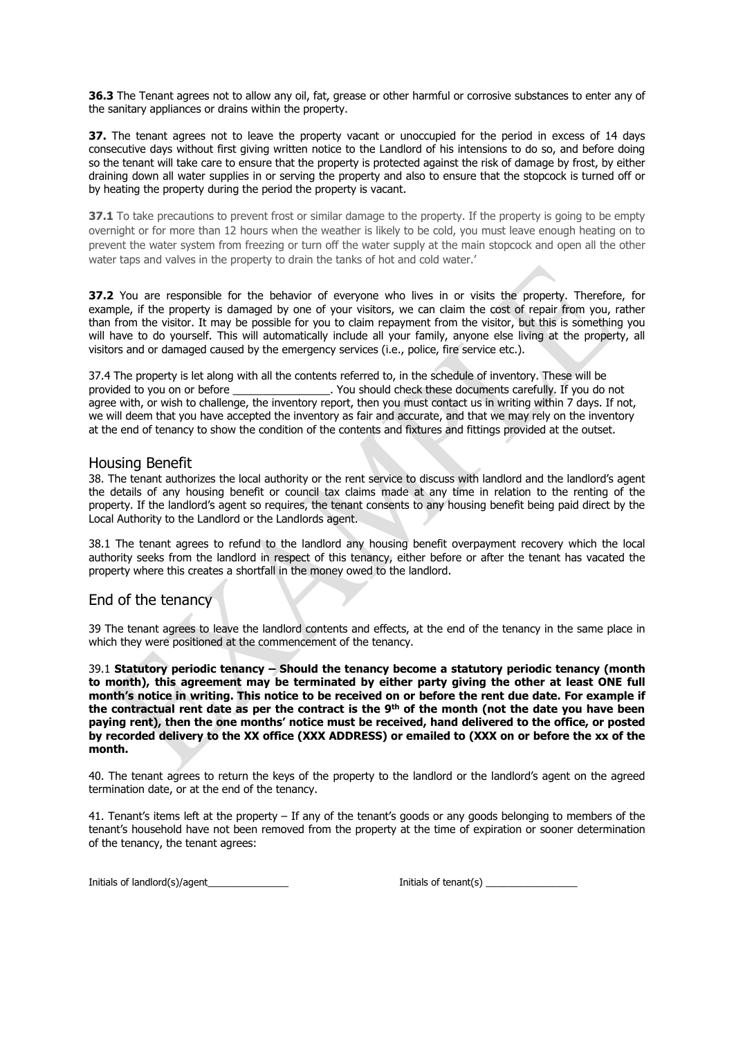**36.3** The Tenant agrees not to allow any oil, fat, grease or other harmful or corrosive substances to enter any of the sanitary appliances or drains within the property.

**37.** The tenant agrees not to leave the property vacant or unoccupied for the period in excess of 14 days consecutive days without first giving written notice to the Landlord of his intensions to do so, and before doing so the tenant will take care to ensure that the property is protected against the risk of damage by frost, by either draining down all water supplies in or serving the property and also to ensure that the stopcock is turned off or by heating the property during the period the property is vacant.

**37.1** To take precautions to prevent frost or similar damage to the property. If the property is going to be empty overnight or for more than 12 hours when the weather is likely to be cold, you must leave enough heating on to prevent the water system from freezing or turn off the water supply at the main stopcock and open all the other water taps and valves in the property to drain the tanks of hot and cold water.'

**37.2** You are responsible for the behavior of everyone who lives in or visits the property. Therefore, for example, if the property is damaged by one of your visitors, we can claim the cost of repair from you, rather than from the visitor. It may be possible for you to claim repayment from the visitor, but this is something you will have to do yourself. This will automatically include all your family, anyone else living at the property, all visitors and or damaged caused by the emergency services (i.e., police, fire service etc.).

37.4 The property is let along with all the contents referred to, in the schedule of inventory. These will be provided to you on or before ________________. You should check these documents carefully. If you do not agree with, or wish to challenge, the inventory report, then you must contact us in writing within 7 days. If not, we will deem that you have accepted the inventory as fair and accurate, and that we may rely on the inventory at the end of tenancy to show the condition of the contents and fixtures and fittings provided at the outset.

## Housing Benefit

38. The tenant authorizes the local authority or the rent service to discuss with landlord and the landlord's agent the details of any housing benefit or council tax claims made at any time in relation to the renting of the property. If the landlord's agent so requires, the tenant consents to any housing benefit being paid direct by the Local Authority to the Landlord or the Landlords agent.

38.1 The tenant agrees to refund to the landlord any housing benefit overpayment recovery which the local authority seeks from the landlord in respect of this tenancy, either before or after the tenant has vacated the property where this creates a shortfall in the money owed to the landlord.

## End of the tenancy

39 The tenant agrees to leave the landlord contents and effects, at the end of the tenancy in the same place in which they were positioned at the commencement of the tenancy.

39.1 **Statutory periodic tenancy – Should the tenancy become a statutory periodic tenancy (month to month), this agreement may be terminated by either party giving the other at least ONE full month's notice in writing. This notice to be received on or before the rent due date. For example if the contractual rent date as per the contract is the 9th of the month (not the date you have been paying rent), then the one months' notice must be received, hand delivered to the office, or posted by recorded delivery to the XX office (XXX ADDRESS) or emailed to (XXX on or before the xx of the month.**

40. The tenant agrees to return the keys of the property to the landlord or the landlord's agent on the agreed termination date, or at the end of the tenancy.

41. Tenant's items left at the property – If any of the tenant's goods or any goods belonging to members of the tenant's household have not been removed from the property at the time of expiration or sooner determination of the tenancy, the tenant agrees:

Initials of landlord(s)/agent_______________ Initials of tenant(s) _________________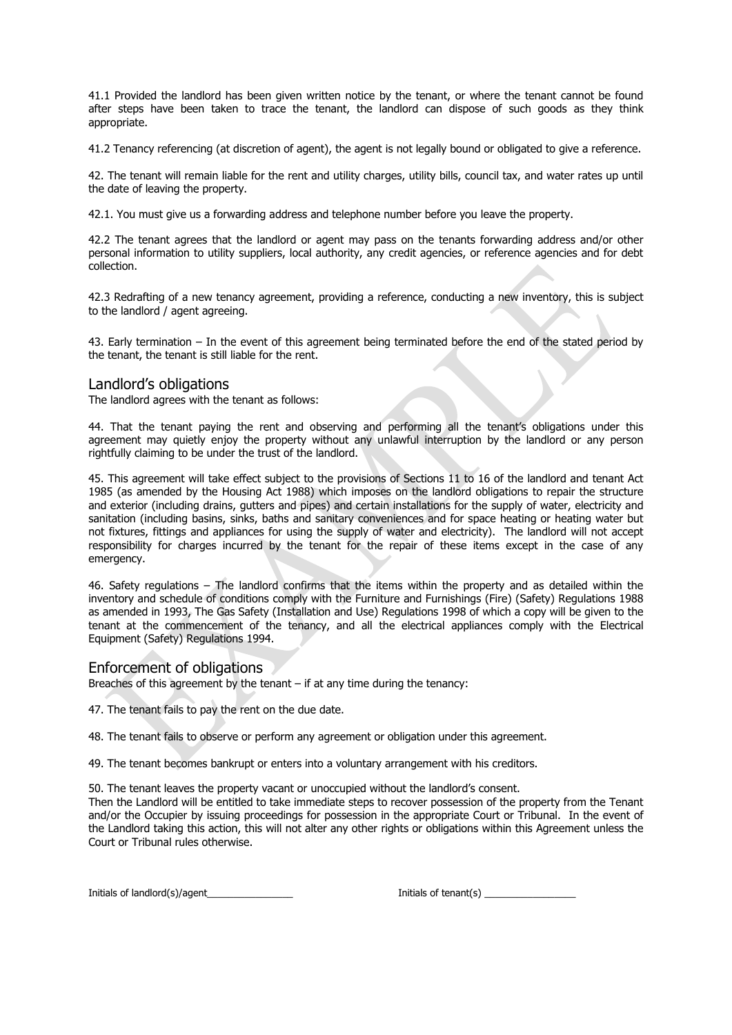41.1 Provided the landlord has been given written notice by the tenant, or where the tenant cannot be found after steps have been taken to trace the tenant, the landlord can dispose of such goods as they think appropriate.

41.2 Tenancy referencing (at discretion of agent), the agent is not legally bound or obligated to give a reference.

42. The tenant will remain liable for the rent and utility charges, utility bills, council tax, and water rates up until the date of leaving the property.

42.1. You must give us a forwarding address and telephone number before you leave the property.

42.2 The tenant agrees that the landlord or agent may pass on the tenants forwarding address and/or other personal information to utility suppliers, local authority, any credit agencies, or reference agencies and for debt collection.

42.3 Redrafting of a new tenancy agreement, providing a reference, conducting a new inventory, this is subject to the landlord / agent agreeing.

43. Early termination – In the event of this agreement being terminated before the end of the stated period by the tenant, the tenant is still liable for the rent.

## Landlord's obligations

The landlord agrees with the tenant as follows:

44. That the tenant paying the rent and observing and performing all the tenant's obligations under this agreement may quietly enjoy the property without any unlawful interruption by the landlord or any person rightfully claiming to be under the trust of the landlord.

45. This agreement will take effect subject to the provisions of Sections 11 to 16 of the landlord and tenant Act 1985 (as amended by the Housing Act 1988) which imposes on the landlord obligations to repair the structure and exterior (including drains, gutters and pipes) and certain installations for the supply of water, electricity and sanitation (including basins, sinks, baths and sanitary conveniences and for space heating or heating water but not fixtures, fittings and appliances for using the supply of water and electricity). The landlord will not accept responsibility for charges incurred by the tenant for the repair of these items except in the case of any emergency.

46. Safety regulations – The landlord confirms that the items within the property and as detailed within the inventory and schedule of conditions comply with the Furniture and Furnishings (Fire) (Safety) Regulations 1988 as amended in 1993, The Gas Safety (Installation and Use) Regulations 1998 of which a copy will be given to the tenant at the commencement of the tenancy, and all the electrical appliances comply with the Electrical Equipment (Safety) Regulations 1994.

## Enforcement of obligations

Breaches of this agreement by the tenant – if at any time during the tenancy:

47. The tenant fails to pay the rent on the due date.

48. The tenant fails to observe or perform any agreement or obligation under this agreement.

49. The tenant becomes bankrupt or enters into a voluntary arrangement with his creditors.

50. The tenant leaves the property vacant or unoccupied without the landlord's consent.
Then the Landlord will be entitled to take immediate steps to recover possession of the property from the Tenant and/or the Occupier by issuing proceedings for possession in the appropriate Court or Tribunal. In the event of the Landlord taking this action, this will not alter any other rights or obligations within this Agreement unless the Court or Tribunal rules otherwise.

Initials of landlord(s)/agent________________ Initials of tenant(s) _________________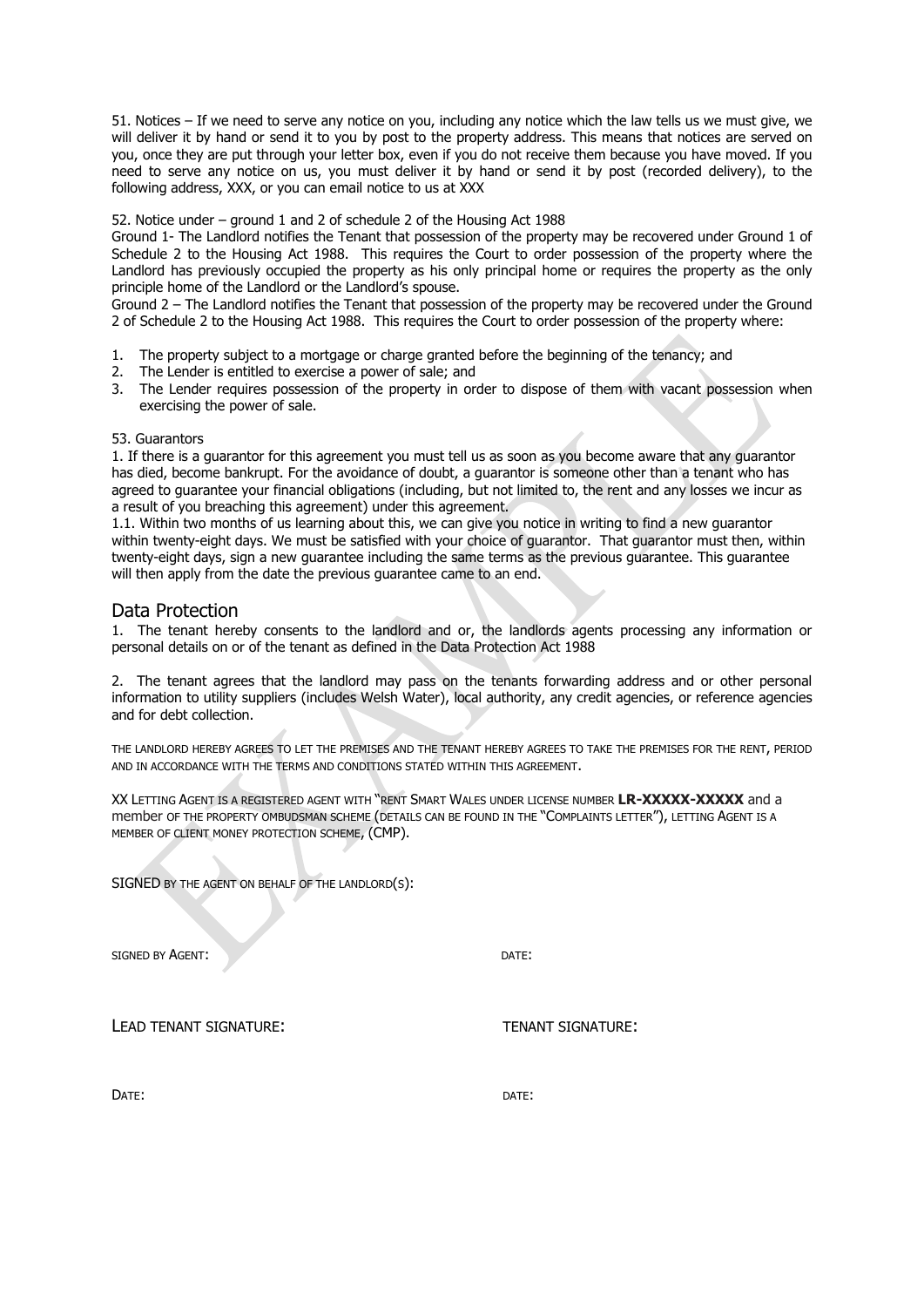51. Notices – If we need to serve any notice on you, including any notice which the law tells us we must give, we will deliver it by hand or send it to you by post to the property address. This means that notices are served on you, once they are put through your letter box, even if you do not receive them because you have moved. If you need to serve any notice on us, you must deliver it by hand or send it by post (recorded delivery), to the following address, XXX, or you can email notice to us at XXX

52. Notice under – ground 1 and 2 of schedule 2 of the Housing Act 1988

Ground 1- The Landlord notifies the Tenant that possession of the property may be recovered under Ground 1 of Schedule 2 to the Housing Act 1988. This requires the Court to order possession of the property where the Landlord has previously occupied the property as his only principal home or requires the property as the only principle home of the Landlord or the Landlord's spouse.

Ground 2 – The Landlord notifies the Tenant that possession of the property may be recovered under the Ground 2 of Schedule 2 to the Housing Act 1988. This requires the Court to order possession of the property where:

1. The property subject to a mortgage or charge granted before the beginning of the tenancy; and
2. The Lender is entitled to exercise a power of sale; and
3. The Lender requires possession of the property in order to dispose of them with vacant possession when exercising the power of sale.

53. Guarantors

1. If there is a guarantor for this agreement you must tell us as soon as you become aware that any guarantor has died, become bankrupt. For the avoidance of doubt, a guarantor is someone other than a tenant who has agreed to guarantee your financial obligations (including, but not limited to, the rent and any losses we incur as a result of you breaching this agreement) under this agreement.

1.1. Within two months of us learning about this, we can give you notice in writing to find a new guarantor within twenty-eight days. We must be satisfied with your choice of guarantor. That guarantor must then, within twenty-eight days, sign a new guarantee including the same terms as the previous guarantee. This guarantee will then apply from the date the previous guarantee came to an end.

## Data Protection

1. The tenant hereby consents to the landlord and or, the landlords agents processing any information or personal details on or of the tenant as defined in the Data Protection Act 1988

2. The tenant agrees that the landlord may pass on the tenants forwarding address and or other personal information to utility suppliers (includes Welsh Water), local authority, any credit agencies, or reference agencies and for debt collection.

THE LANDLORD HEREBY AGREES TO LET THE PREMISES AND THE TENANT HEREBY AGREES TO TAKE THE PREMISES FOR THE RENT, PERIOD AND IN ACCORDANCE WITH THE TERMS AND CONDITIONS STATED WITHIN THIS AGREEMENT.

XX LETTING AGENT IS A REGISTERED AGENT WITH "RENT SMART WALES UNDER LICENSE NUMBER **LR-XXXXX-XXXXX** and a member OF THE PROPERTY OMBUDSMAN SCHEME (DETAILS CAN BE FOUND IN THE "COMPLAINTS LETTER"), LETTING AGENT IS A MEMBER OF CLIENT MONEY PROTECTION SCHEME, (CMP).

SIGNED BY THE AGENT ON BEHALF OF THE LANDLORD(S):

SIGNED BY AGENT: DATE:

LEAD TENANT SIGNATURE: TENANT SIGNATURE:

DATE: DATE: